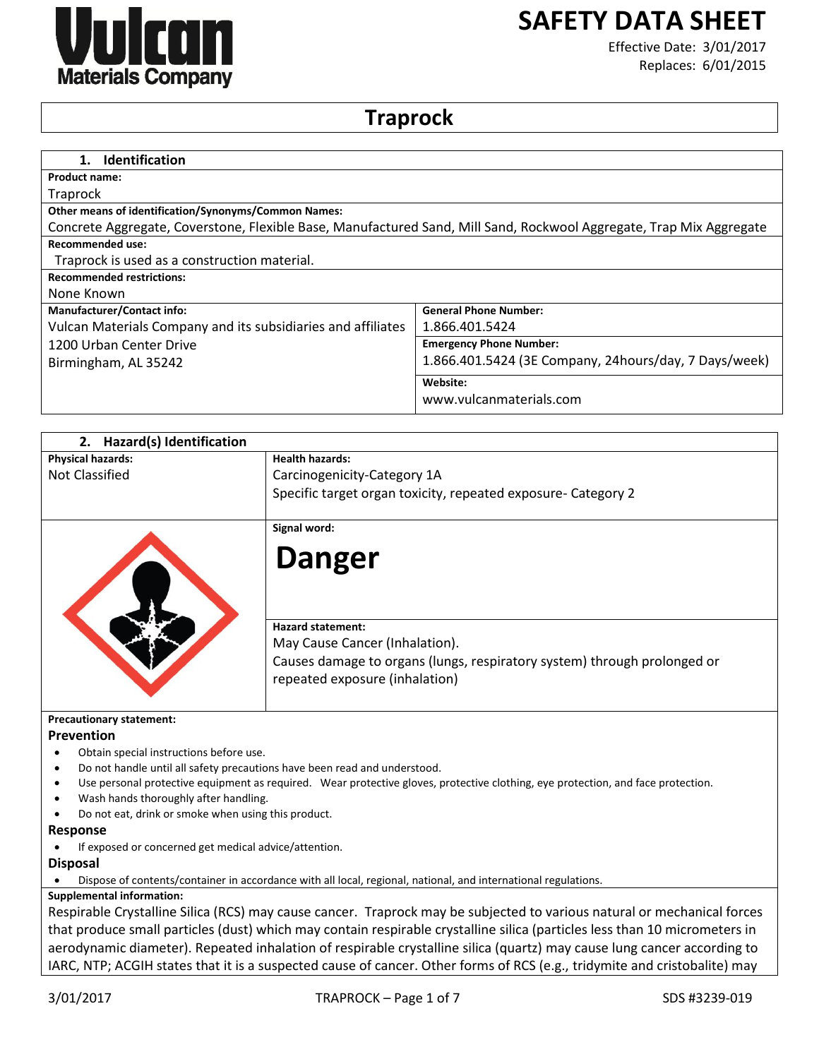# SAFETY DATA SHEET

Effective Date: 3/01/2017
Replaces: 6/01/2015

# Traprock

## 1. Identification

**Product name:**
Traprock

**Other means of identification/Synonyms/Common Names:**
Concrete Aggregate, Coverstone, Flexible Base, Manufactured Sand, Mill Sand, Rockwool Aggregate, Trap Mix Aggregate

**Recommended use:**
Traprock is used as a construction material.

**Recommended restrictions:**
None Known

| **Manufacturer/Contact info:** | **General Phone Number:** |
|---|---|
| Vulcan Materials Company and its subsidiaries and affiliates | 1.866.401.5424 |
| 1200 Urban Center Drive | **Emergency Phone Number:** |
| Birmingham, AL 35242 | 1.866.401.5424 (3E Company, 24hours/day, 7 Days/week) |
| | **Website:** |
| | www.vulcanmaterials.com |

## 2. Hazard(s) Identification

| **Physical hazards:** | **Health hazards:** |
|---|---|
| Not Classified | Carcinogenicity-Category 1A<br>Specific target organ toxicity, repeated exposure- Category 2 |

**Signal word:**

# Danger

**Hazard statement:**
May Cause Cancer (Inhalation).
Causes damage to organs (lungs, respiratory system) through prolonged or repeated exposure (inhalation)

**Precautionary statement:**

### Prevention

- Obtain special instructions before use.
- Do not handle until all safety precautions have been read and understood.
- Use personal protective equipment as required. Wear protective gloves, protective clothing, eye protection, and face protection.
- Wash hands thoroughly after handling.
- Do not eat, drink or smoke when using this product.

### Response

- If exposed or concerned get medical advice/attention.

### Disposal

- Dispose of contents/container in accordance with all local, regional, national, and international regulations.

**Supplemental information:**
Respirable Crystalline Silica (RCS) may cause cancer. Traprock may be subjected to various natural or mechanical forces that produce small particles (dust) which may contain respirable crystalline silica (particles less than 10 micrometers in aerodynamic diameter). Repeated inhalation of respirable crystalline silica (quartz) may cause lung cancer according to IARC, NTP; ACGIH states that it is a suspected cause of cancer. Other forms of RCS (e.g., tridymite and cristobalite) may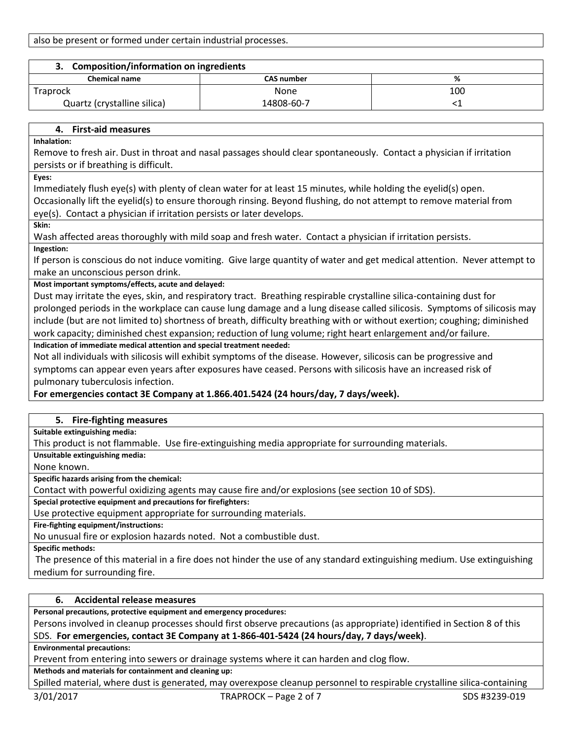also be present or formed under certain industrial processes.

## 3. Composition/information on ingredients

| Chemical name | CAS number | % |
|---|---|---|
| Traprock | None | 100 |
| Quartz (crystalline silica) | 14808-60-7 | <1 |

## 4. First-aid measures

**Inhalation:**

Remove to fresh air. Dust in throat and nasal passages should clear spontaneously. Contact a physician if irritation persists or if breathing is difficult.

**Eyes:**

Immediately flush eye(s) with plenty of clean water for at least 15 minutes, while holding the eyelid(s) open. Occasionally lift the eyelid(s) to ensure thorough rinsing. Beyond flushing, do not attempt to remove material from eye(s). Contact a physician if irritation persists or later develops.

**Skin:**

Wash affected areas thoroughly with mild soap and fresh water. Contact a physician if irritation persists.

**Ingestion:**

If person is conscious do not induce vomiting. Give large quantity of water and get medical attention. Never attempt to make an unconscious person drink.

**Most important symptoms/effects, acute and delayed:**

Dust may irritate the eyes, skin, and respiratory tract. Breathing respirable crystalline silica-containing dust for prolonged periods in the workplace can cause lung damage and a lung disease called silicosis. Symptoms of silicosis may include (but are not limited to) shortness of breath, difficulty breathing with or without exertion; coughing; diminished work capacity; diminished chest expansion; reduction of lung volume; right heart enlargement and/or failure.

**Indication of immediate medical attention and special treatment needed:**

Not all individuals with silicosis will exhibit symptoms of the disease. However, silicosis can be progressive and symptoms can appear even years after exposures have ceased. Persons with silicosis have an increased risk of pulmonary tuberculosis infection.

**For emergencies contact 3E Company at 1.866.401.5424 (24 hours/day, 7 days/week).**

## 5. Fire-fighting measures

**Suitable extinguishing media:**

This product is not flammable. Use fire-extinguishing media appropriate for surrounding materials.

**Unsuitable extinguishing media:**

None known.

**Specific hazards arising from the chemical:**

Contact with powerful oxidizing agents may cause fire and/or explosions (see section 10 of SDS).

**Special protective equipment and precautions for firefighters:**

Use protective equipment appropriate for surrounding materials.

**Fire-fighting equipment/instructions:**

No unusual fire or explosion hazards noted. Not a combustible dust.

**Specific methods:**

The presence of this material in a fire does not hinder the use of any standard extinguishing medium. Use extinguishing medium for surrounding fire.

## 6. Accidental release measures

**Personal precautions, protective equipment and emergency procedures:**

Persons involved in cleanup processes should first observe precautions (as appropriate) identified in Section 8 of this SDS. **For emergencies, contact 3E Company at 1-866-401-5424 (24 hours/day, 7 days/week)**.

**Environmental precautions:**

Prevent from entering into sewers or drainage systems where it can harden and clog flow.

**Methods and materials for containment and cleaning up:**

Spilled material, where dust is generated, may overexpose cleanup personnel to respirable crystalline silica-containing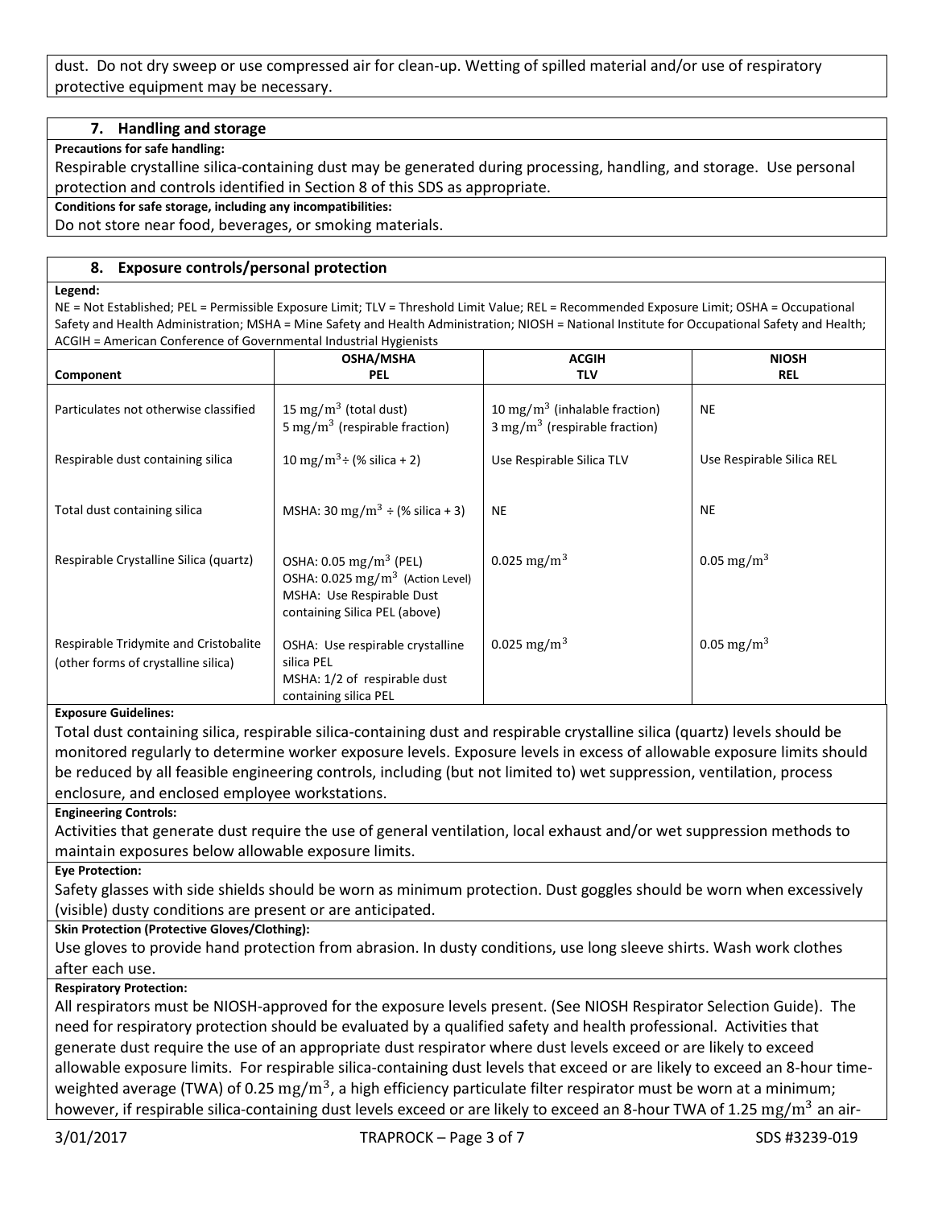dust. Do not dry sweep or use compressed air for clean-up. Wetting of spilled material and/or use of respiratory protective equipment may be necessary.

## 7. Handling and storage

**Precautions for safe handling:**

Respirable crystalline silica-containing dust may be generated during processing, handling, and storage. Use personal protection and controls identified in Section 8 of this SDS as appropriate.

**Conditions for safe storage, including any incompatibilities:**

Do not store near food, beverages, or smoking materials.

## 8. Exposure controls/personal protection

**Legend:**

NE = Not Established; PEL = Permissible Exposure Limit; TLV = Threshold Limit Value; REL = Recommended Exposure Limit; OSHA = Occupational Safety and Health Administration; MSHA = Mine Safety and Health Administration; NIOSH = National Institute for Occupational Safety and Health; ACGIH = American Conference of Governmental Industrial Hygienists

| Component | OSHA/MSHA PEL | ACGIH TLV | NIOSH REL |
|---|---|---|---|
| Particulates not otherwise classified | 15 $mg/m^3$ (total dust)<br>5 $mg/m^3$ (respirable fraction) | 10 $mg/m^3$ (inhalable fraction)<br>3 $mg/m^3$ (respirable fraction) | NE |
| Respirable dust containing silica | 10 $mg/m^3$ ÷ (% silica + 2) | Use Respirable Silica TLV | Use Respirable Silica REL |
| Total dust containing silica | MSHA: 30 $mg/m^3$ ÷ (% silica + 3) | NE | NE |
| Respirable Crystalline Silica (quartz) | OSHA: 0.05 $mg/m^3$ (PEL)<br>OSHA: 0.025 $mg/m^3$ (Action Level)<br>MSHA: Use Respirable Dust containing Silica PEL (above) | 0.025 $mg/m^3$ | 0.05 $mg/m^3$ |
| Respirable Tridymite and Cristobalite (other forms of crystalline silica) | OSHA: Use respirable crystalline silica PEL<br>MSHA: 1/2 of respirable dust containing silica PEL | 0.025 $mg/m^3$ | 0.05 $mg/m^3$ |

**Exposure Guidelines:**

Total dust containing silica, respirable silica-containing dust and respirable crystalline silica (quartz) levels should be monitored regularly to determine worker exposure levels. Exposure levels in excess of allowable exposure limits should be reduced by all feasible engineering controls, including (but not limited to) wet suppression, ventilation, process enclosure, and enclosed employee workstations.

**Engineering Controls:**

Activities that generate dust require the use of general ventilation, local exhaust and/or wet suppression methods to maintain exposures below allowable exposure limits.

**Eye Protection:**

Safety glasses with side shields should be worn as minimum protection. Dust goggles should be worn when excessively (visible) dusty conditions are present or are anticipated.

**Skin Protection (Protective Gloves/Clothing):**

Use gloves to provide hand protection from abrasion. In dusty conditions, use long sleeve shirts. Wash work clothes after each use.

**Respiratory Protection:**

All respirators must be NIOSH-approved for the exposure levels present. (See NIOSH Respirator Selection Guide). The need for respiratory protection should be evaluated by a qualified safety and health professional. Activities that generate dust require the use of an appropriate dust respirator where dust levels exceed or are likely to exceed allowable exposure limits. For respirable silica-containing dust levels that exceed or are likely to exceed an 8-hour time-weighted average (TWA) of 0.25 $mg/m^3$, a high efficiency particulate filter respirator must be worn at a minimum; however, if respirable silica-containing dust levels exceed or are likely to exceed an 8-hour TWA of 1.25 $mg/m^3$ an air-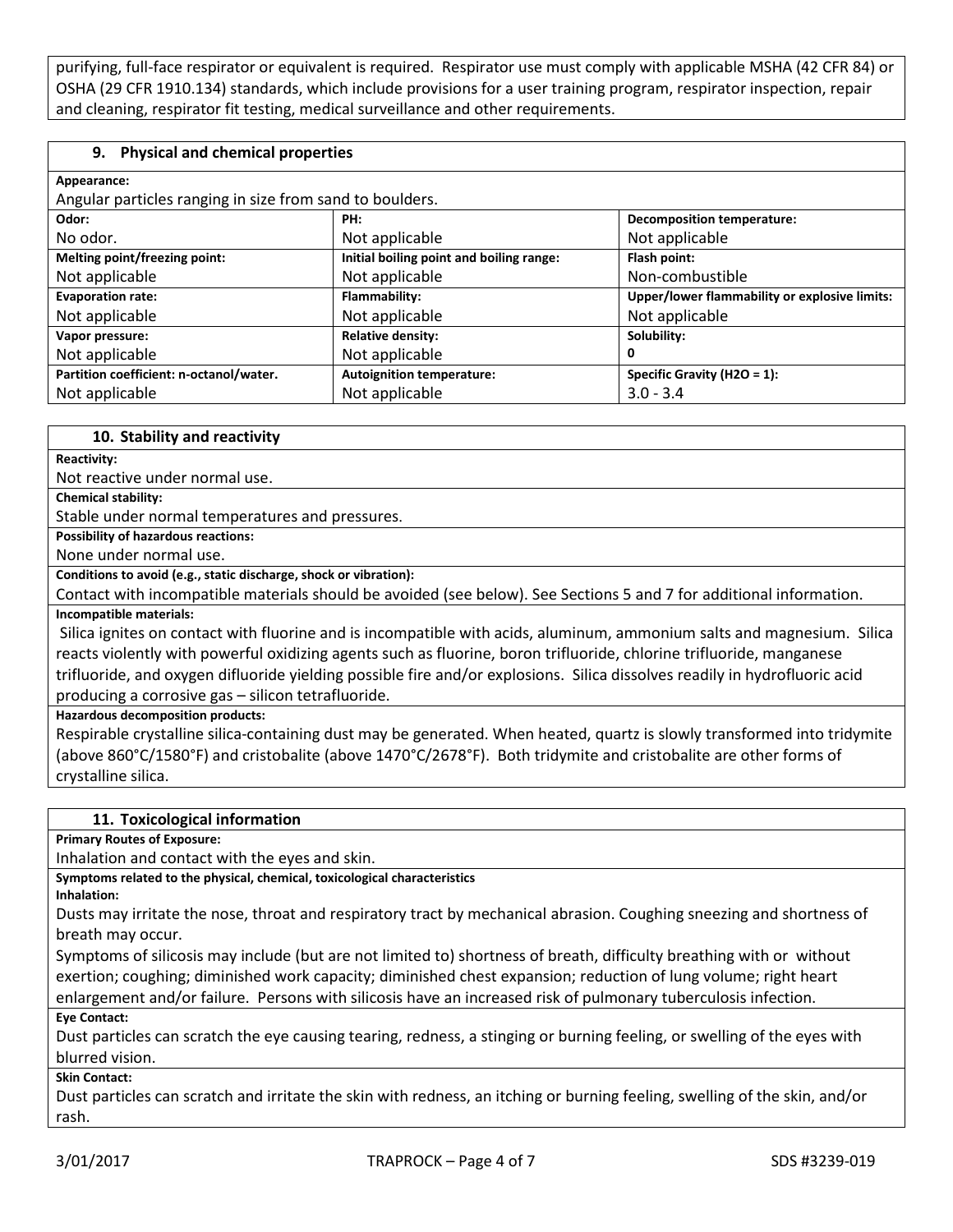purifying, full-face respirator or equivalent is required. Respirator use must comply with applicable MSHA (42 CFR 84) or OSHA (29 CFR 1910.134) standards, which include provisions for a user training program, respirator inspection, repair and cleaning, respirator fit testing, medical surveillance and other requirements.

## 9. Physical and chemical properties

**Appearance:**

Angular particles ranging in size from sand to boulders.

| **Odor:** | **PH:** | **Decomposition temperature:** |
|---|---|---|
| No odor. | Not applicable | Not applicable |
| **Melting point/freezing point:** | **Initial boiling point and boiling range:** | **Flash point:** |
| Not applicable | Not applicable | Non-combustible |
| **Evaporation rate:** | **Flammability:** | **Upper/lower flammability or explosive limits:** |
| Not applicable | Not applicable | Not applicable |
| **Vapor pressure:** | **Relative density:** | **Solubility:** |
| Not applicable | Not applicable | 0 |
| **Partition coefficient: n-octanol/water.** | **Autoignition temperature:** | **Specific Gravity ($H2O$ = 1):** |
| Not applicable | Not applicable | 3.0 - 3.4 |

## 10. Stability and reactivity

**Reactivity:**

Not reactive under normal use.

**Chemical stability:**

Stable under normal temperatures and pressures.

**Possibility of hazardous reactions:**

None under normal use.

**Conditions to avoid (e.g., static discharge, shock or vibration):**

Contact with incompatible materials should be avoided (see below). See Sections 5 and 7 for additional information.

**Incompatible materials:**

Silica ignites on contact with fluorine and is incompatible with acids, aluminum, ammonium salts and magnesium. Silica reacts violently with powerful oxidizing agents such as fluorine, boron trifluoride, chlorine trifluoride, manganese trifluoride, and oxygen difluoride yielding possible fire and/or explosions. Silica dissolves readily in hydrofluoric acid producing a corrosive gas – silicon tetrafluoride.

**Hazardous decomposition products:**

Respirable crystalline silica-containing dust may be generated. When heated, quartz is slowly transformed into tridymite (above 860°C/1580°F) and cristobalite (above 1470°C/2678°F). Both tridymite and cristobalite are other forms of crystalline silica.

## 11. Toxicological information

**Primary Routes of Exposure:**

Inhalation and contact with the eyes and skin.

**Symptoms related to the physical, chemical, toxicological characteristics**

**Inhalation:**

Dusts may irritate the nose, throat and respiratory tract by mechanical abrasion. Coughing sneezing and shortness of breath may occur.

Symptoms of silicosis may include (but are not limited to) shortness of breath, difficulty breathing with or without exertion; coughing; diminished work capacity; diminished chest expansion; reduction of lung volume; right heart enlargement and/or failure. Persons with silicosis have an increased risk of pulmonary tuberculosis infection.

**Eye Contact:**

Dust particles can scratch the eye causing tearing, redness, a stinging or burning feeling, or swelling of the eyes with blurred vision.

**Skin Contact:**

Dust particles can scratch and irritate the skin with redness, an itching or burning feeling, swelling of the skin, and/or rash.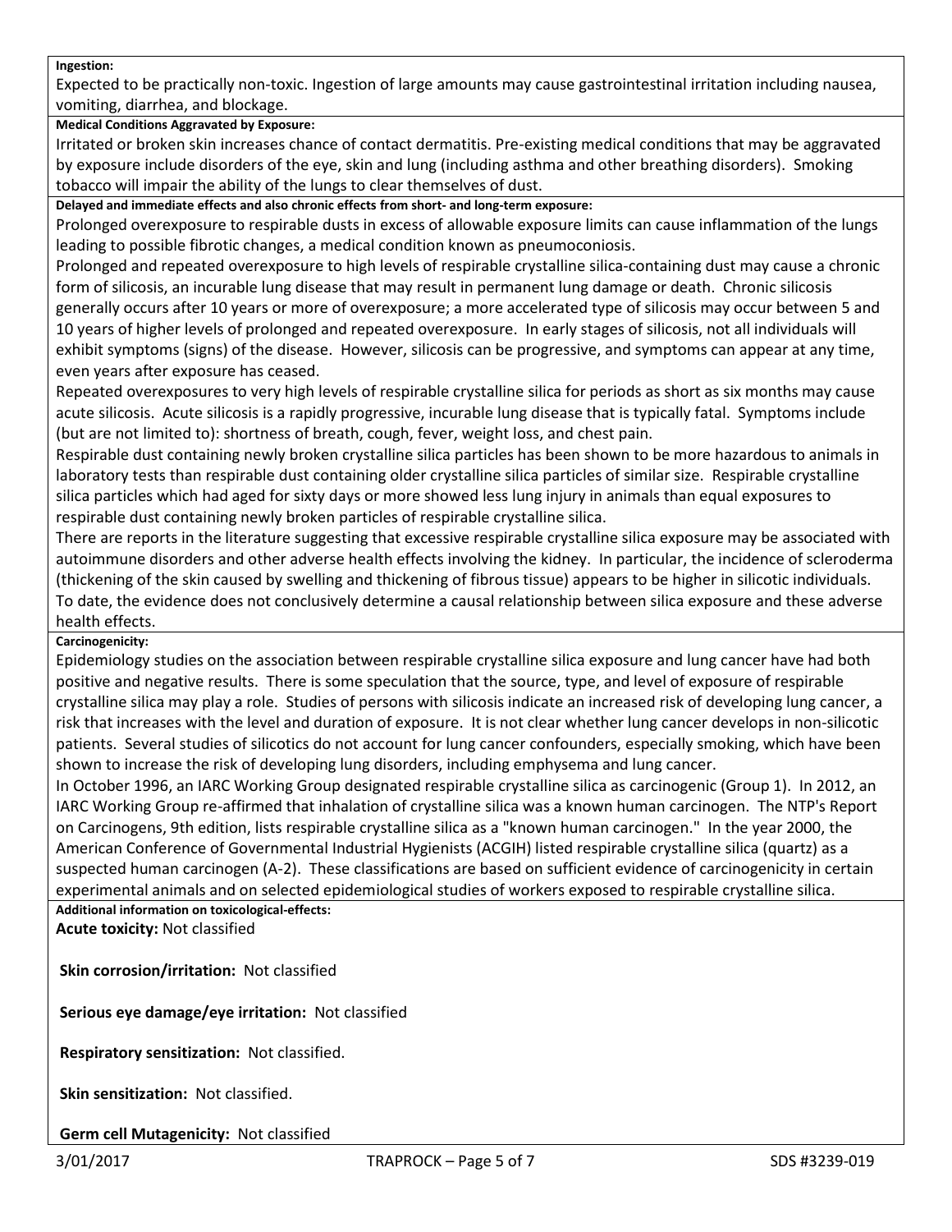**Ingestion:**

Expected to be practically non-toxic. Ingestion of large amounts may cause gastrointestinal irritation including nausea, vomiting, diarrhea, and blockage.

**Medical Conditions Aggravated by Exposure:**

Irritated or broken skin increases chance of contact dermatitis. Pre-existing medical conditions that may be aggravated by exposure include disorders of the eye, skin and lung (including asthma and other breathing disorders). Smoking tobacco will impair the ability of the lungs to clear themselves of dust.

**Delayed and immediate effects and also chronic effects from short- and long-term exposure:**

Prolonged overexposure to respirable dusts in excess of allowable exposure limits can cause inflammation of the lungs leading to possible fibrotic changes, a medical condition known as pneumoconiosis.

Prolonged and repeated overexposure to high levels of respirable crystalline silica-containing dust may cause a chronic form of silicosis, an incurable lung disease that may result in permanent lung damage or death. Chronic silicosis generally occurs after 10 years or more of overexposure; a more accelerated type of silicosis may occur between 5 and 10 years of higher levels of prolonged and repeated overexposure. In early stages of silicosis, not all individuals will exhibit symptoms (signs) of the disease. However, silicosis can be progressive, and symptoms can appear at any time, even years after exposure has ceased.

Repeated overexposures to very high levels of respirable crystalline silica for periods as short as six months may cause acute silicosis. Acute silicosis is a rapidly progressive, incurable lung disease that is typically fatal. Symptoms include (but are not limited to): shortness of breath, cough, fever, weight loss, and chest pain.

Respirable dust containing newly broken crystalline silica particles has been shown to be more hazardous to animals in laboratory tests than respirable dust containing older crystalline silica particles of similar size. Respirable crystalline silica particles which had aged for sixty days or more showed less lung injury in animals than equal exposures to respirable dust containing newly broken particles of respirable crystalline silica.

There are reports in the literature suggesting that excessive respirable crystalline silica exposure may be associated with autoimmune disorders and other adverse health effects involving the kidney. In particular, the incidence of scleroderma (thickening of the skin caused by swelling and thickening of fibrous tissue) appears to be higher in silicotic individuals. To date, the evidence does not conclusively determine a causal relationship between silica exposure and these adverse health effects.

**Carcinogenicity:**

Epidemiology studies on the association between respirable crystalline silica exposure and lung cancer have had both positive and negative results. There is some speculation that the source, type, and level of exposure of respirable crystalline silica may play a role. Studies of persons with silicosis indicate an increased risk of developing lung cancer, a risk that increases with the level and duration of exposure. It is not clear whether lung cancer develops in non-silicotic patients. Several studies of silicotics do not account for lung cancer confounders, especially smoking, which have been shown to increase the risk of developing lung disorders, including emphysema and lung cancer.

In October 1996, an IARC Working Group designated respirable crystalline silica as carcinogenic (Group 1). In 2012, an IARC Working Group re-affirmed that inhalation of crystalline silica was a known human carcinogen. The NTP's Report on Carcinogens, 9th edition, lists respirable crystalline silica as a "known human carcinogen." In the year 2000, the American Conference of Governmental Industrial Hygienists (ACGIH) listed respirable crystalline silica (quartz) as a suspected human carcinogen (A-2). These classifications are based on sufficient evidence of carcinogenicity in certain experimental animals and on selected epidemiological studies of workers exposed to respirable crystalline silica.

**Additional information on toxicological-effects:**

**Acute toxicity:** Not classified

**Skin corrosion/irritation:** Not classified

**Serious eye damage/eye irritation:** Not classified

**Respiratory sensitization:** Not classified.

**Skin sensitization:** Not classified.

**Germ cell Mutagenicity:** Not classified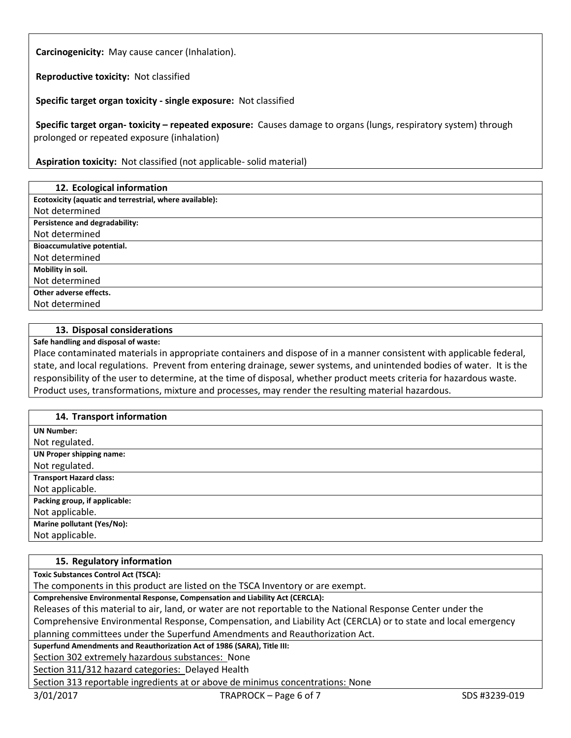**Carcinogenicity:** May cause cancer (Inhalation).

**Reproductive toxicity:** Not classified

**Specific target organ toxicity - single exposure:** Not classified

**Specific target organ- toxicity – repeated exposure:** Causes damage to organs (lungs, respiratory system) through prolonged or repeated exposure (inhalation)

**Aspiration toxicity:** Not classified (not applicable- solid material)

## 12. Ecological information

**Ecotoxicity (aquatic and terrestrial, where available):**

Not determined

**Persistence and degradability:**

Not determined

**Bioaccumulative potential.**

Not determined

**Mobility in soil.**

Not determined

**Other adverse effects.**

Not determined

## 13. Disposal considerations

**Safe handling and disposal of waste:**

Place contaminated materials in appropriate containers and dispose of in a manner consistent with applicable federal, state, and local regulations. Prevent from entering drainage, sewer systems, and unintended bodies of water. It is the responsibility of the user to determine, at the time of disposal, whether product meets criteria for hazardous waste. Product uses, transformations, mixture and processes, may render the resulting material hazardous.

## 14. Transport information

**UN Number:**

Not regulated.

**UN Proper shipping name:**

Not regulated.

**Transport Hazard class:**

Not applicable.

**Packing group, if applicable:**

Not applicable.

**Marine pollutant (Yes/No):**

Not applicable.

## 15. Regulatory information

**Toxic Substances Control Act (TSCA):**

The components in this product are listed on the TSCA Inventory or are exempt.

**Comprehensive Environmental Response, Compensation and Liability Act (CERCLA):**

Releases of this material to air, land, or water are not reportable to the National Response Center under the Comprehensive Environmental Response, Compensation, and Liability Act (CERCLA) or to state and local emergency planning committees under the Superfund Amendments and Reauthorization Act.

**Superfund Amendments and Reauthorization Act of 1986 (SARA), Title III:**

Section 302 extremely hazardous substances: None

Section 311/312 hazard categories: Delayed Health

Section 313 reportable ingredients at or above de minimus concentrations: None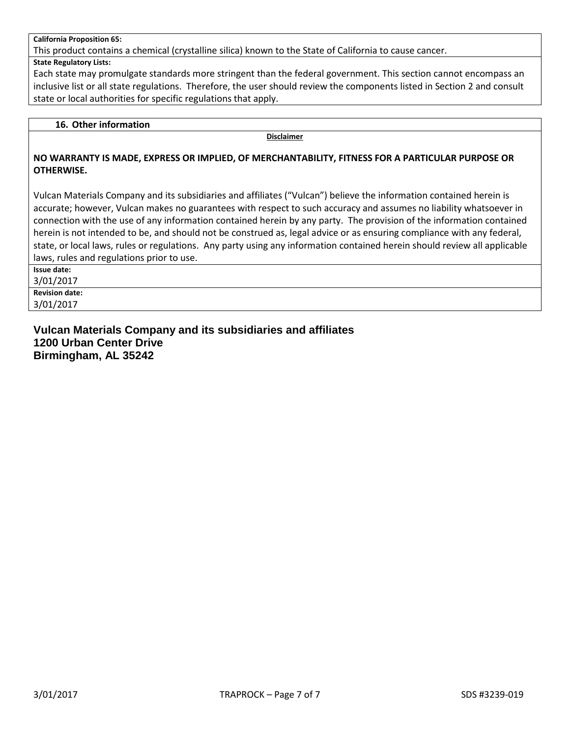**California Proposition 65:**

This product contains a chemical (crystalline silica) known to the State of California to cause cancer.

**State Regulatory Lists:**

Each state may promulgate standards more stringent than the federal government. This section cannot encompass an inclusive list or all state regulations. Therefore, the user should review the components listed in Section 2 and consult state or local authorities for specific regulations that apply.

## 16. Other information

**Disclaimer**

**NO WARRANTY IS MADE, EXPRESS OR IMPLIED, OF MERCHANTABILITY, FITNESS FOR A PARTICULAR PURPOSE OR OTHERWISE.**

Vulcan Materials Company and its subsidiaries and affiliates ("Vulcan") believe the information contained herein is accurate; however, Vulcan makes no guarantees with respect to such accuracy and assumes no liability whatsoever in connection with the use of any information contained herein by any party. The provision of the information contained herein is not intended to be, and should not be construed as, legal advice or as ensuring compliance with any federal, state, or local laws, rules or regulations. Any party using any information contained herein should review all applicable laws, rules and regulations prior to use.

**Issue date:**

3/01/2017

**Revision date:**

3/01/2017

**Vulcan Materials Company and its subsidiaries and affiliates**
**1200 Urban Center Drive**
**Birmingham, AL 35242**